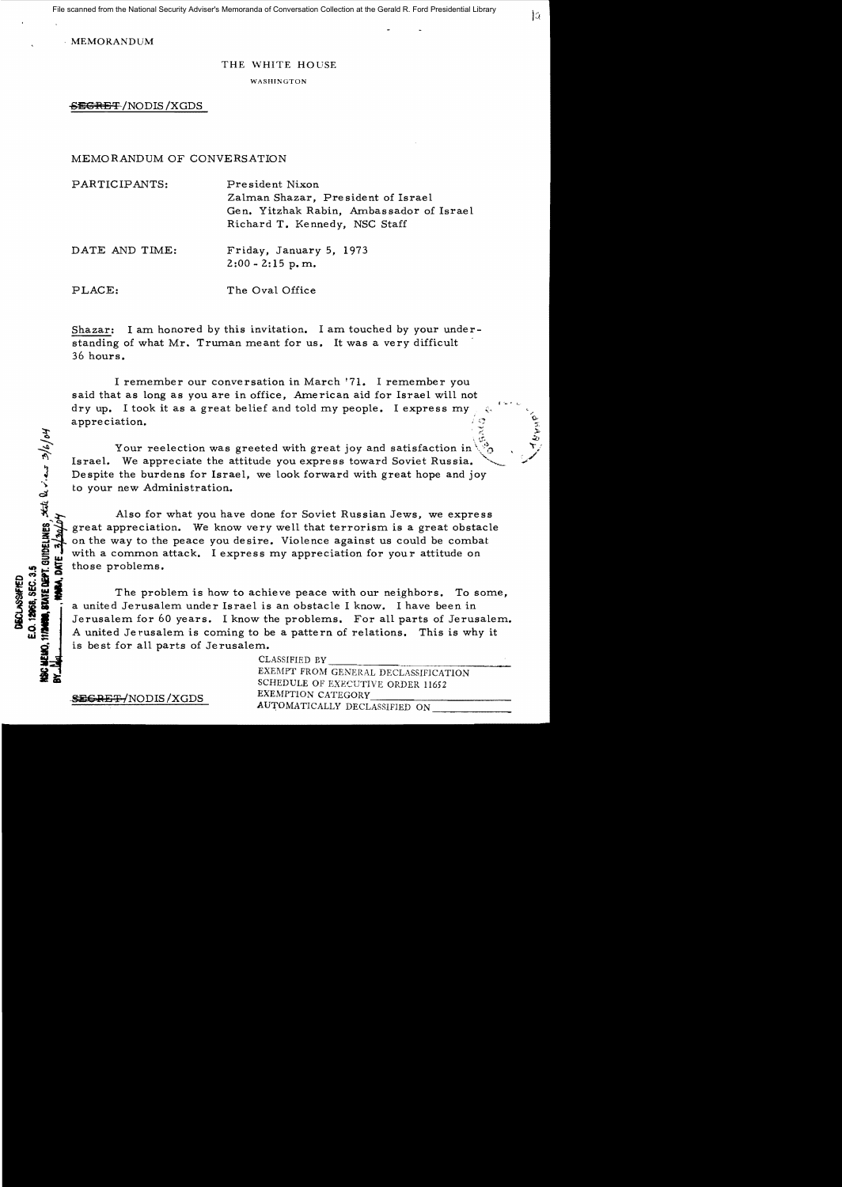MEMORANDUM

THE WHITE HOUSE

WASHINGTON

~~SECRET~~/NODIS/XGDS

MEMORANDUM OF CONVERSATION

PARTICIPANTS: President Nixon
Zalman Shazar, President of Israel
Gen. Yitzhak Rabin, Ambassador of Israel
Richard T. Kennedy, NSC Staff

DATE AND TIME: Friday, January 5, 1973
2:00 - 2:15 p.m.

PLACE: The Oval Office

Shazar: I am honored by this invitation. I am touched by your understanding of what Mr. Truman meant for us. It was a very difficult 36 hours.

I remember our conversation in March '71. I remember you said that as long as you are in office, American aid for Israel will not dry up. I took it as a great belief and told my people. I express my appreciation.

Your reelection was greeted with great joy and satisfaction in Israel. We appreciate the attitude you express toward Soviet Russia. Despite the burdens for Israel, we look forward with great hope and joy to your new Administration.

Also for what you have done for Soviet Russian Jews, we express great appreciation. We know very well that terrorism is a great obstacle on the way to the peace you desire. Violence against us could be combat with a common attack. I express my appreciation for your attitude on those problems.

The problem is how to achieve peace with our neighbors. To some, a united Jerusalem under Israel is an obstacle I know. I have been in Jerusalem for 60 years. I know the problems. For all parts of Jerusalem. A united Jerusalem is coming to be a pattern of relations. This is why it is best for all parts of Jerusalem.

CLASSIFIED BY \_\_\_\_\_\_\_\_
EXEMPT FROM GENERAL DECLASSIFICATION
SCHEDULE OF EXECUTIVE ORDER 11652
EXEMPTION CATEGORY \_\_\_\_\_\_\_\_
AUTOMATICALLY DECLASSIFIED ON \_\_\_\_\_\_\_\_

~~SECRET~~/NODIS/XGDS

DECLASSIFIED
E.O. 12958, SEC. 3.5
NSC MEMO, 11/24/98, STATE DEPT. GUIDELINES, State Dept. review 3/6/04
BY \_\_\_, NARA, DATE 3/30/04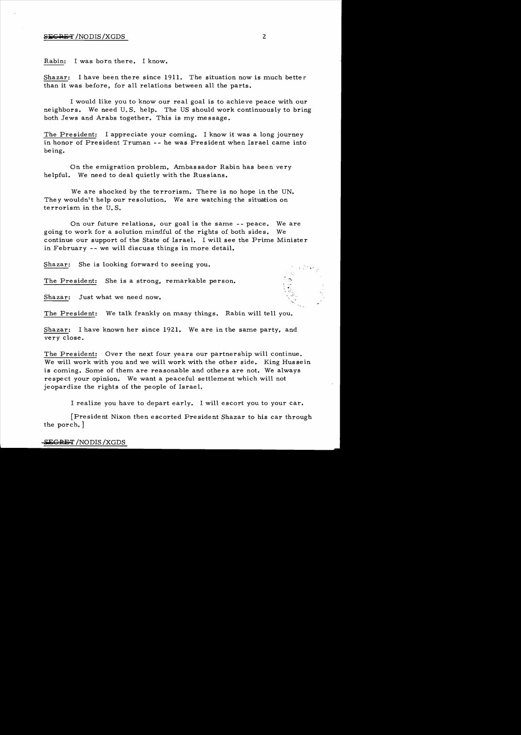Rabin: I was born there. I know.

Shazar: I have been there since 1911. The situation now is much better than it was before, for all relations between all the parts.

I would like you to know our real goal is to achieve peace with our neighbors. We need U.S. help. The US should work continuously to bring both Jews and Arabs together. This is my message.

The President: I appreciate your coming. I know it was a long journey in honor of President Truman -- he was President when Israel came into being.

On the emigration problem, Ambassador Rabin has been very helpful. We need to deal quietly with the Russians.

We are shocked by the terrorism. There is no hope in the UN. They wouldn't help our resolution. We are watching the situation on terrorism in the U.S.

On our future relations, our goal is the same -- peace. We are going to work for a solution mindful of the rights of both sides. We continue our support of the State of Israel. I will see the Prime Minister in February -- we will discuss things in more detail.

Shazar: She is looking forward to seeing you.

The President: She is a strong, remarkable person.

Shazar: Just what we need now.

The President: We talk frankly on many things. Rabin will tell you.

Shazar: I have known her since 1921. We are in the same party, and very close.

The President: Over the next four years our partnership will continue. We will work with you and we will work with the other side. King Hussein is coming. Some of them are reasonable and others are not. We always respect your opinion. We want a peaceful settlement which will not jeopardize the rights of the people of Israel.

I realize you have to depart early. I will escort you to your car.

[President Nixon then escorted President Shazar to his car through the porch.]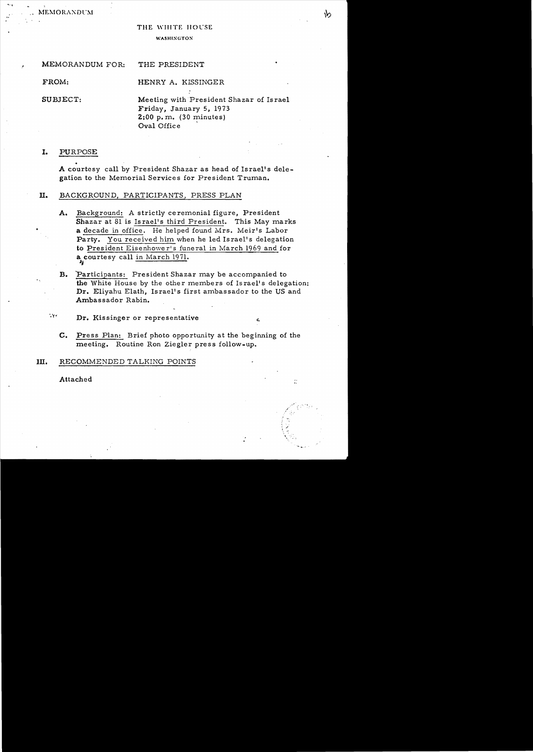MEMORANDUM

THE WHITE HOUSE

WASHINGTON

MEMORANDUM FOR: THE PRESIDENT

FROM: HENRY A. KISSINGER

SUBJECT: Meeting with President Shazar of Israel
Friday, January 5, 1973
2:00 p.m. (30 minutes)
Oval Office

## I. PURPOSE

A courtesy call by President Shazar as head of Israel's delegation to the Memorial Services for President Truman.

## II. BACKGROUND, PARTICIPANTS, PRESS PLAN

A. Background: A strictly ceremonial figure, President Shazar at 81 is Israel's third President. This May marks a decade in office. He helped found Mrs. Meir's Labor Party. You received him when he led Israel's delegation to President Eisenhower's funeral in March 1969 and for a courtesy call in March 1971.

B. Participants: President Shazar may be accompanied to the White House by the other members of Israel's delegation: Dr. Eliyahu Elath, Israel's first ambassador to the US and Ambassador Rabin.

Dr. Kissinger or representative

C. Press Plan: Brief photo opportunity at the beginning of the meeting. Routine Ron Ziegler press follow-up.

## III. RECOMMENDED TALKING POINTS

Attached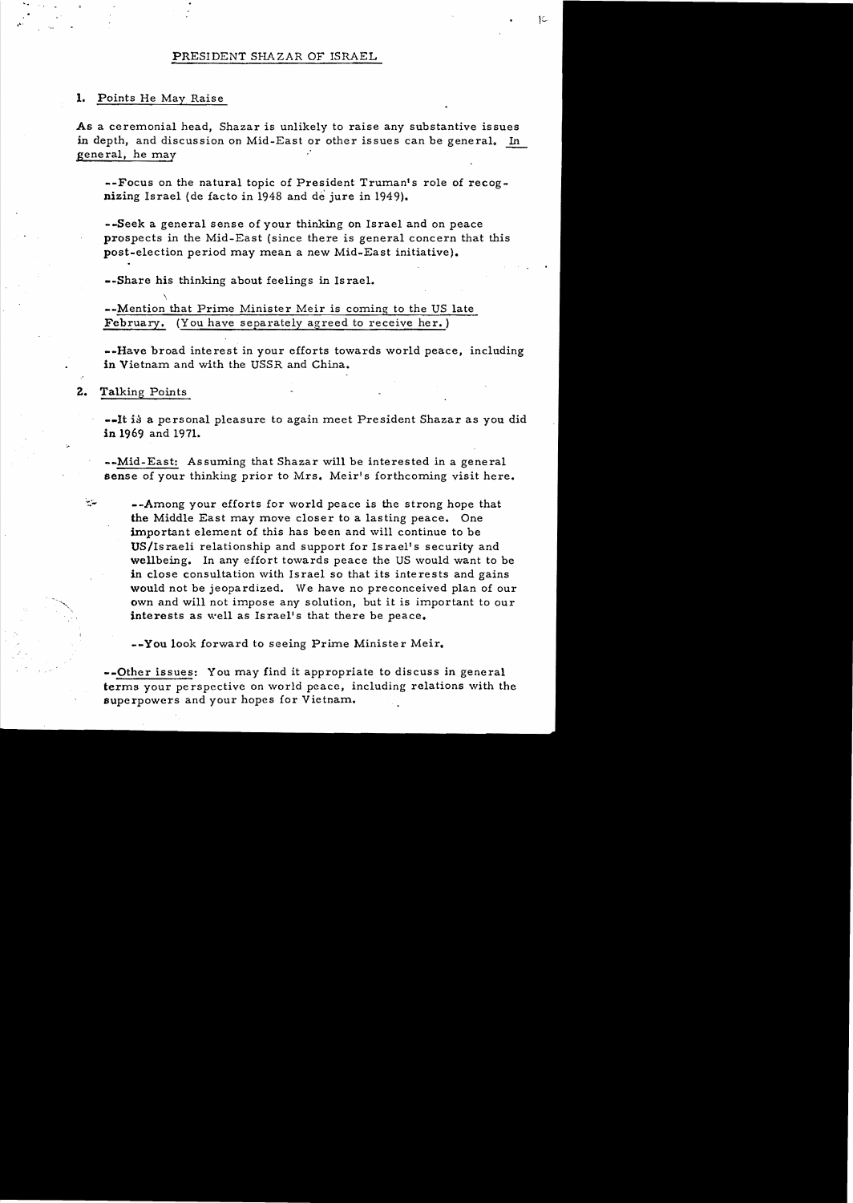## PRESIDENT SHAZAR OF ISRAEL

### 1. Points He May Raise

As a ceremonial head, Shazar is unlikely to raise any substantive issues in depth, and discussion on Mid-East or other issues can be general. In general, he may

--Focus on the natural topic of President Truman's role of recognizing Israel (de facto in 1948 and de jure in 1949).

--Seek a general sense of your thinking on Israel and on peace prospects in the Mid-East (since there is general concern that this post-election period may mean a new Mid-East initiative).

--Share his thinking about feelings in Israel.

--Mention that Prime Minister Meir is coming to the US late February. (You have separately agreed to receive her.)

--Have broad interest in your efforts towards world peace, including in Vietnam and with the USSR and China.

### 2. Talking Points

--It is a personal pleasure to again meet President Shazar as you did in 1969 and 1971.

--Mid-East: Assuming that Shazar will be interested in a general sense of your thinking prior to Mrs. Meir's forthcoming visit here.

> --Among your efforts for world peace is the strong hope that the Middle East may move closer to a lasting peace. One important element of this has been and will continue to be US/Israeli relationship and support for Israel's security and wellbeing. In any effort towards peace the US would want to be in close consultation with Israel so that its interests and gains would not be jeopardized. We have no preconceived plan of our own and will not impose any solution, but it is important to our interests as well as Israel's that there be peace.
>
> --You look forward to seeing Prime Minister Meir.

--Other issues: You may find it appropriate to discuss in general terms your perspective on world peace, including relations with the superpowers and your hopes for Vietnam.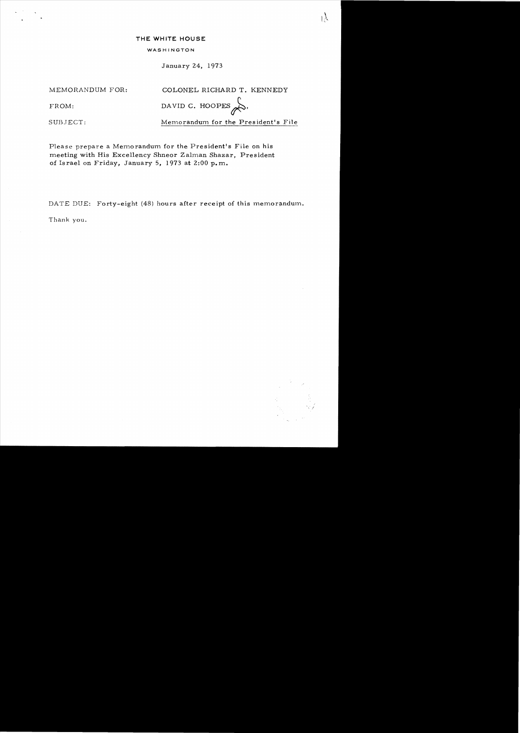THE WHITE HOUSE

WASHINGTON

January 24, 1973

MEMORANDUM FOR: COLONEL RICHARD T. KENNEDY

FROM: DAVID C. HOOPES

SUBJECT: Memorandum for the President's File

Please prepare a Memorandum for the President's File on his meeting with His Excellency Shneor Zalman Shazar, President of Israel on Friday, January 5, 1973 at 2:00 p.m.

DATE DUE: Forty-eight (48) hours after receipt of this memorandum.

Thank you.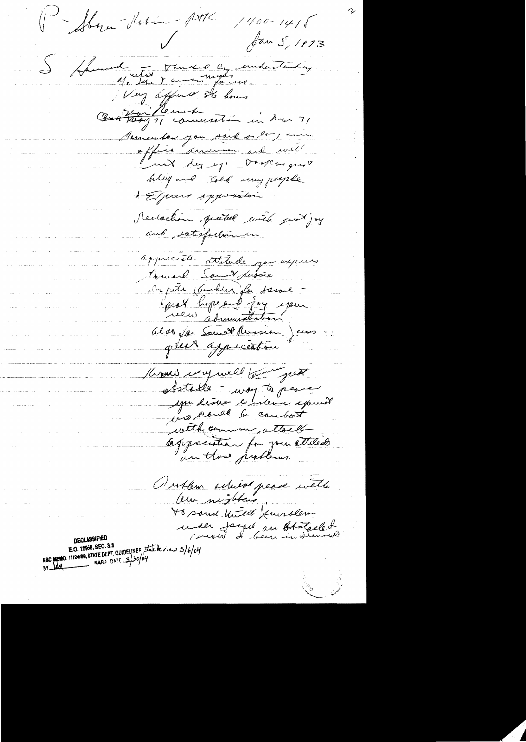P - Shazar - Rabin - RMN 1400-1418

Jan 5, 1973

S Honored to transmit my understanding ... what I mean to you.

Very difficult 36 hours

Conversation Remember 71 conversation in Nov 71

Remember you said as long as in office as my ... and will not ... Transfer great pleasure and told my people

Express appreciation

Reelection greeted with great joy and satisfaction in

appreciate attitude you express toward Soviet Russia

Despite burden for Israel - great hope and joy upon new administration

Also for Soviet Russian Jews - great appreciation

Know very well tremendous great obstacle - way to peace

you desire & believe efforts ... could be combat with common, at all

appreciation for your attitude on those problems.

Problem achieve peace with our neighbors.

To sound United Jerusalem under Israel an obstacle (now & been in ...)

DECLASSIFIED
E.O. 12958, SEC. 3.5
NSC MEMO, 11/24/98, STATE DEPT. GUIDELINES State review 3/6/04
BY [initials] NARA DATE 3/30/04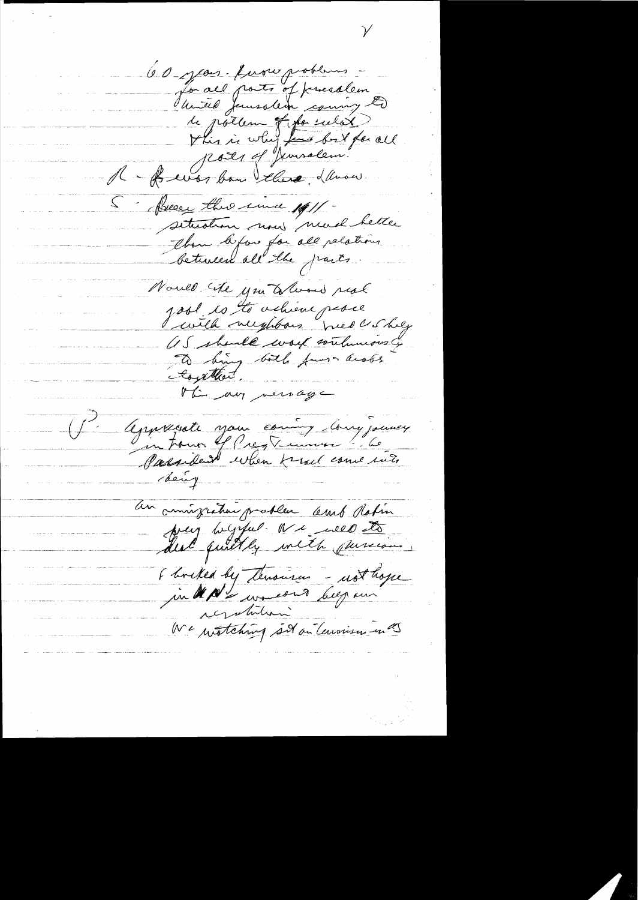60 years. Know problems - for all parts of Jerusalem
United Jerusalem coming to be problem of [illegible]
This is why [illegible] best for all parts of Jerusalem.

R - [illegible] there. I know.

S - [illegible] this since 1911 - situation now much better than before for all relations between all the parts.

Would like you to [illegible] goal is to achieve peace with neighbors. [illegible] US should work [illegible] to bring both [illegible] together.

This my message

P - Appreciate your coming long journey in honor of Pres Truman - he President when Israel came into being

An immigration problem [illegible] Rabin [illegible] helpful. We need to deal quietly with [illegible]

Shocked by terrorism - not hope in UN resolution began [illegible] resolution

We watching [illegible] on terrorism in US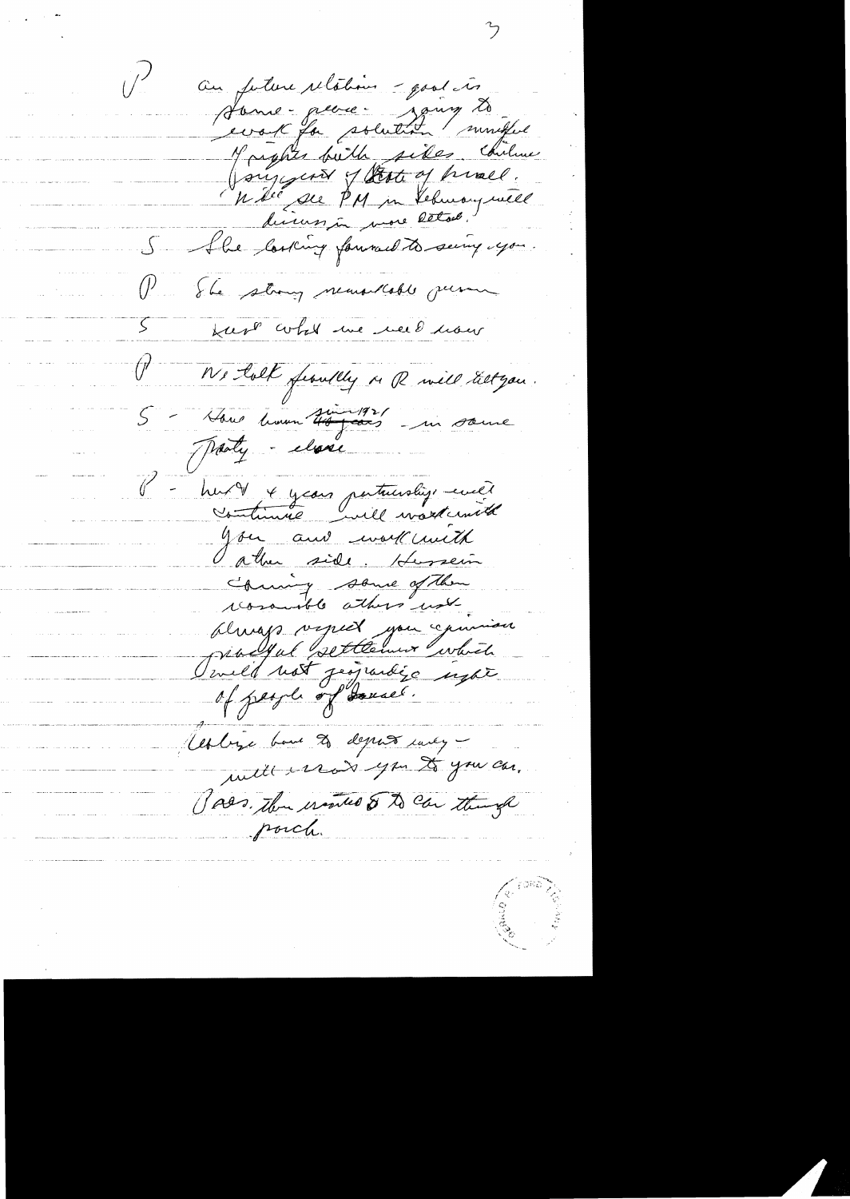P - on future relations - goal is
same - peace - going to
work for solution mindful
of rights both sides. Cautious
of suggestion of State of Israel.
Will see PM in February will
discuss in more detail.

S - I'm looking forward to seeing you.

P - She strong remarkable person

S - Just what we need now

P - We talk frankly + R will tell you.

S - Have known since 1921 - in same
party - close

P - Next 4 years partnership will
continue - will work with
you and work with
other side. Hussein
coming - some of them
reasonable others not.
Always respect your opinion
peaceful settlement which
would not jeopardize right
of people of Israel.

Apologize have to depart early -
will escort you to your car.
Pres. then escorted S to car through
porch.